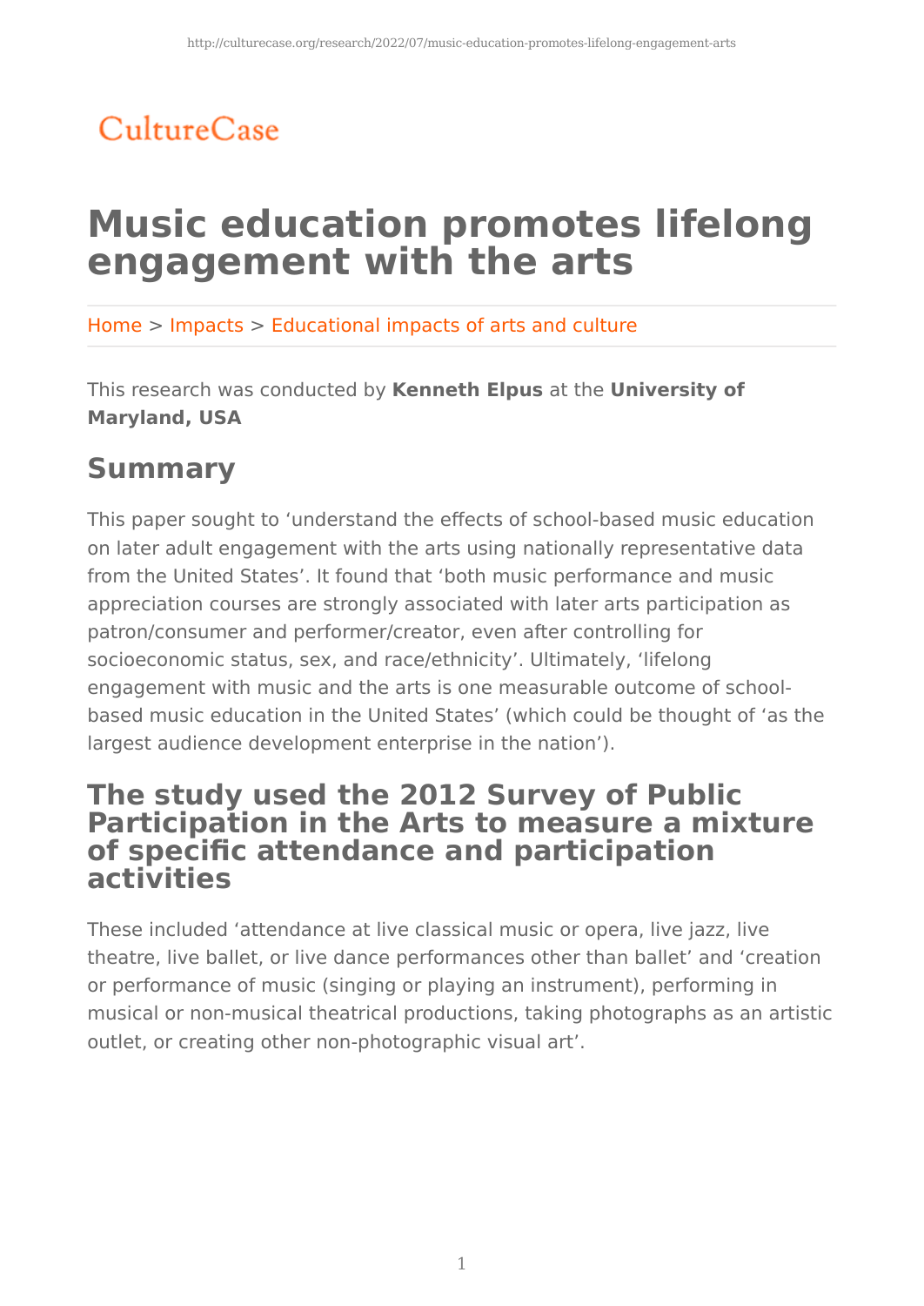CultureCase

# Music education promotes lifelong engagement with the arts

Home > Impacts > Educational impacts of arts and culture

This research was conducted by **Kenneth Elpus** at the **University of Maryland, USA**

## Summary

This paper sought to 'understand the effects of school-based music education on later adult engagement with the arts using nationally representative data from the United States'. It found that 'both music performance and music appreciation courses are strongly associated with later arts participation as patron/consumer and performer/creator, even after controlling for socioeconomic status, sex, and race/ethnicity'. Ultimately, 'lifelong engagement with music and the arts is one measurable outcome of school-based music education in the United States' (which could be thought of 'as the largest audience development enterprise in the nation').

## The study used the 2012 Survey of Public Participation in the Arts to measure a mixture of specific attendance and participation activities

These included 'attendance at live classical music or opera, live jazz, live theatre, live ballet, or live dance performances other than ballet' and 'creation or performance of music (singing or playing an instrument), performing in musical or non-musical theatrical productions, taking photographs as an artistic outlet, or creating other non-photographic visual art'.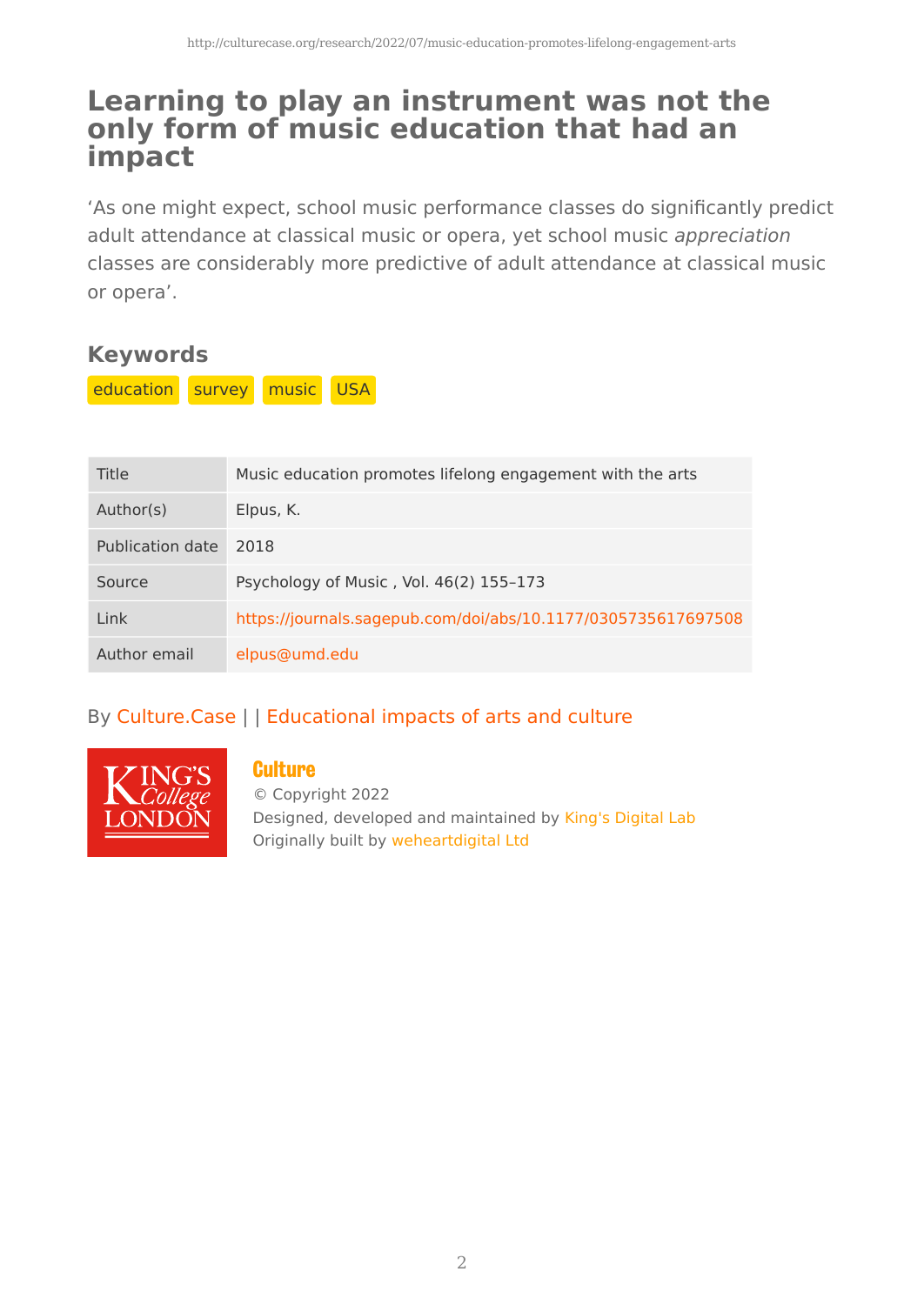# Learning to play an instrument was not the only form of music education that had an impact

'As one might expect, school music performance classes do significantly predict adult attendance at classical music or opera, yet school music *appreciation* classes are considerably more predictive of adult attendance at classical music or opera'.

## Keywords

education survey music USA

| | |
|---|---|
| Title | Music education promotes lifelong engagement with the arts |
| Author(s) | Elpus, K. |
| Publication date | 2018 |
| Source | Psychology of Music , Vol. 46(2) 155–173 |
| Link | https://journals.sagepub.com/doi/abs/10.1177/0305735617697508 |
| Author email | elpus@umd.edu |

By Culture.Case | | Educational impacts of arts and culture

Culture
© Copyright 2022
Designed, developed and maintained by King's Digital Lab
Originally built by weheartdigital Ltd